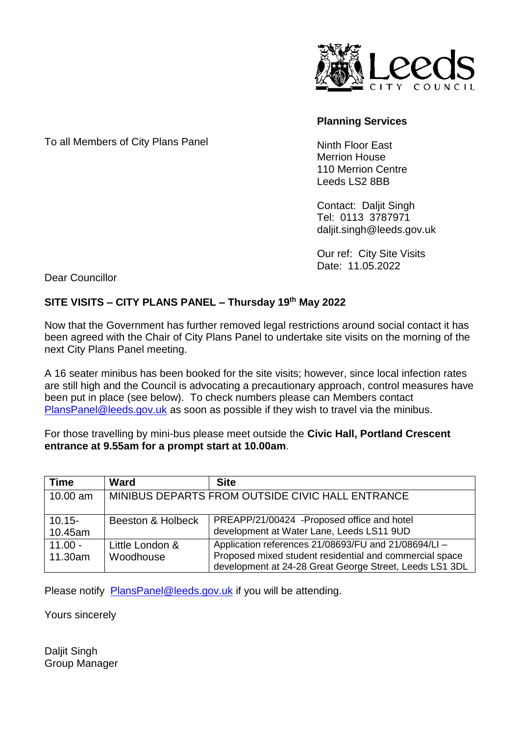Leeds CITY COUNCIL

**Planning Services**

To all Members of City Plans Panel

Ninth Floor East
Merrion House
110 Merrion Centre
Leeds LS2 8BB

Contact: Daljit Singh
Tel: 0113 3787971
daljit.singh@leeds.gov.uk

Our ref: City Site Visits
Date: 11.05.2022

Dear Councillor

**SITE VISITS – CITY PLANS PANEL – Thursday 19th May 2022**

Now that the Government has further removed legal restrictions around social contact it has been agreed with the Chair of City Plans Panel to undertake site visits on the morning of the next City Plans Panel meeting.

A 16 seater minibus has been booked for the site visits; however, since local infection rates are still high and the Council is advocating a precautionary approach, control measures have been put in place (see below). To check numbers please can Members contact PlansPanel@leeds.gov.uk as soon as possible if they wish to travel via the minibus.

For those travelling by mini-bus please meet outside the **Civic Hall, Portland Crescent entrance at 9.55am for a prompt start at 10.00am**.

| Time | Ward | Site |
|---|---|---|
| 10.00 am | MINIBUS DEPARTS FROM OUTSIDE CIVIC HALL ENTRANCE | |
| 10.15-10.45am | Beeston & Holbeck | PREAPP/21/00424 -Proposed office and hotel development at Water Lane, Leeds LS11 9UD |
| 11.00 - 11.30am | Little London & Woodhouse | Application references 21/08693/FU and 21/08694/LI – Proposed mixed student residential and commercial space development at 24-28 Great George Street, Leeds LS1 3DL |

Please notify PlansPanel@leeds.gov.uk if you will be attending.

Yours sincerely

Daljit Singh
Group Manager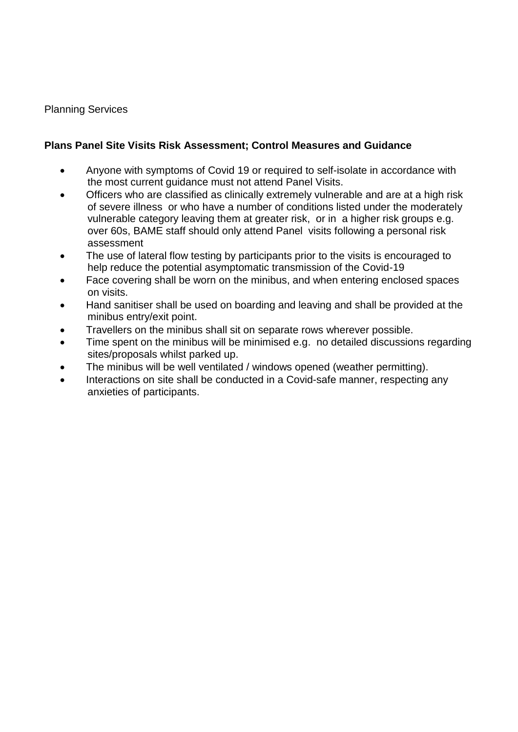Planning Services

**Plans Panel Site Visits Risk Assessment; Control Measures and Guidance**

- Anyone with symptoms of Covid 19 or required to self-isolate in accordance with the most current guidance must not attend Panel Visits.
- Officers who are classified as clinically extremely vulnerable and are at a high risk of severe illness or who have a number of conditions listed under the moderately vulnerable category leaving them at greater risk, or in a higher risk groups e.g. over 60s, BAME staff should only attend Panel visits following a personal risk assessment
- The use of lateral flow testing by participants prior to the visits is encouraged to help reduce the potential asymptomatic transmission of the Covid-19
- Face covering shall be worn on the minibus, and when entering enclosed spaces on visits.
- Hand sanitiser shall be used on boarding and leaving and shall be provided at the minibus entry/exit point.
- Travellers on the minibus shall sit on separate rows wherever possible.
- Time spent on the minibus will be minimised e.g. no detailed discussions regarding sites/proposals whilst parked up.
- The minibus will be well ventilated / windows opened (weather permitting).
- Interactions on site shall be conducted in a Covid-safe manner, respecting any anxieties of participants.